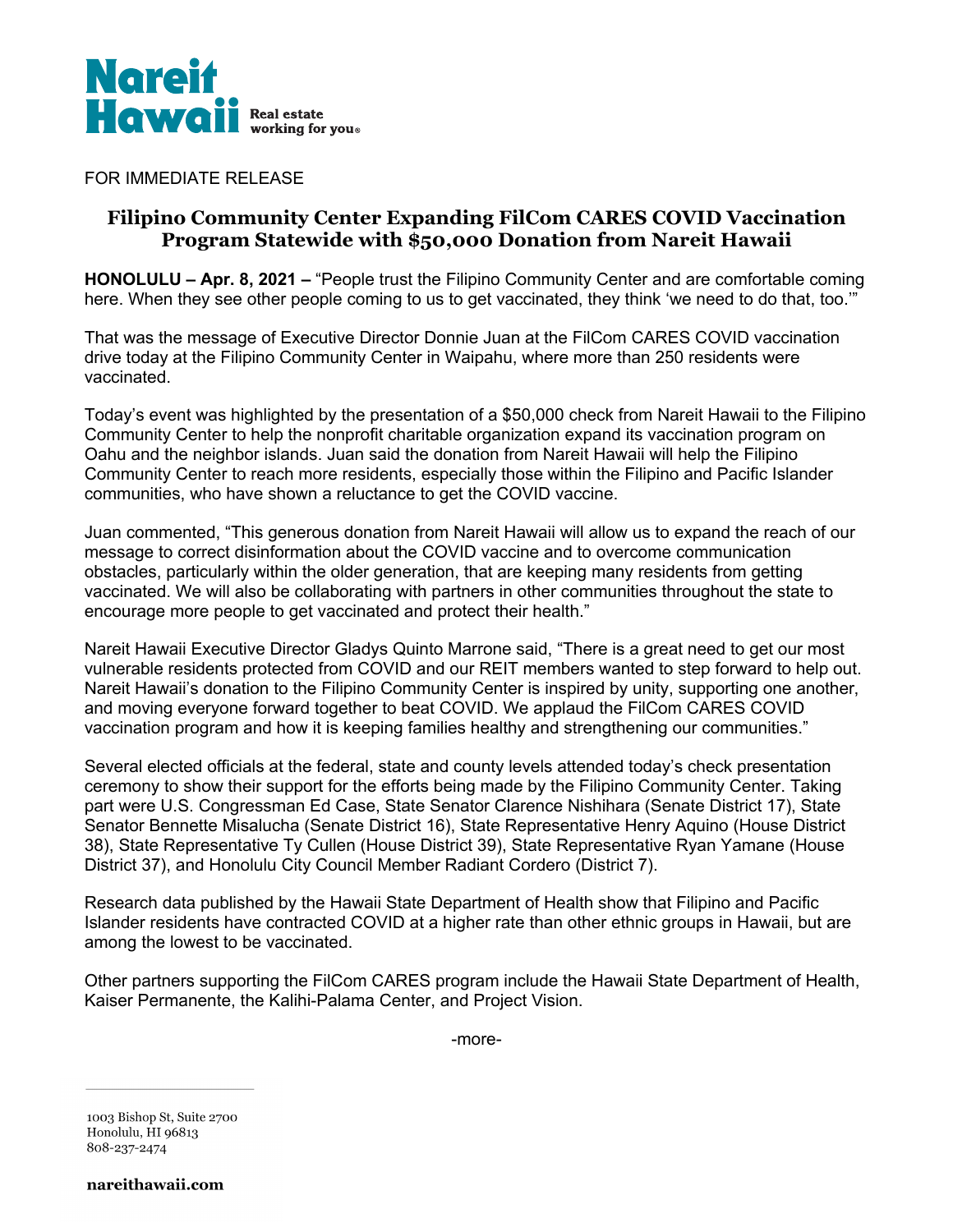**Nareit Hawaii** Real estate working for you®

FOR IMMEDIATE RELEASE

# Filipino Community Center Expanding FilCom CARES COVID Vaccination Program Statewide with $50,000 Donation from Nareit Hawaii

**HONOLULU – Apr. 8, 2021 –** "People trust the Filipino Community Center and are comfortable coming here. When they see other people coming to us to get vaccinated, they think 'we need to do that, too.'"

That was the message of Executive Director Donnie Juan at the FilCom CARES COVID vaccination drive today at the Filipino Community Center in Waipahu, where more than 250 residents were vaccinated.

Today's event was highlighted by the presentation of a $50,000 check from Nareit Hawaii to the Filipino Community Center to help the nonprofit charitable organization expand its vaccination program on Oahu and the neighbor islands. Juan said the donation from Nareit Hawaii will help the Filipino Community Center to reach more residents, especially those within the Filipino and Pacific Islander communities, who have shown a reluctance to get the COVID vaccine.

Juan commented, "This generous donation from Nareit Hawaii will allow us to expand the reach of our message to correct disinformation about the COVID vaccine and to overcome communication obstacles, particularly within the older generation, that are keeping many residents from getting vaccinated. We will also be collaborating with partners in other communities throughout the state to encourage more people to get vaccinated and protect their health."

Nareit Hawaii Executive Director Gladys Quinto Marrone said, "There is a great need to get our most vulnerable residents protected from COVID and our REIT members wanted to step forward to help out. Nareit Hawaii's donation to the Filipino Community Center is inspired by unity, supporting one another, and moving everyone forward together to beat COVID. We applaud the FilCom CARES COVID vaccination program and how it is keeping families healthy and strengthening our communities."

Several elected officials at the federal, state and county levels attended today's check presentation ceremony to show their support for the efforts being made by the Filipino Community Center. Taking part were U.S. Congressman Ed Case, State Senator Clarence Nishihara (Senate District 17), State Senator Bennette Misalucha (Senate District 16), State Representative Henry Aquino (House District 38), State Representative Ty Cullen (House District 39), State Representative Ryan Yamane (House District 37), and Honolulu City Council Member Radiant Cordero (District 7).

Research data published by the Hawaii State Department of Health show that Filipino and Pacific Islander residents have contracted COVID at a higher rate than other ethnic groups in Hawaii, but are among the lowest to be vaccinated.

Other partners supporting the FilCom CARES program include the Hawaii State Department of Health, Kaiser Permanente, the Kalihi-Palama Center, and Project Vision.

-more-

1003 Bishop St, Suite 2700
Honolulu, HI 96813
808-237-2474

**nareithawaii.com**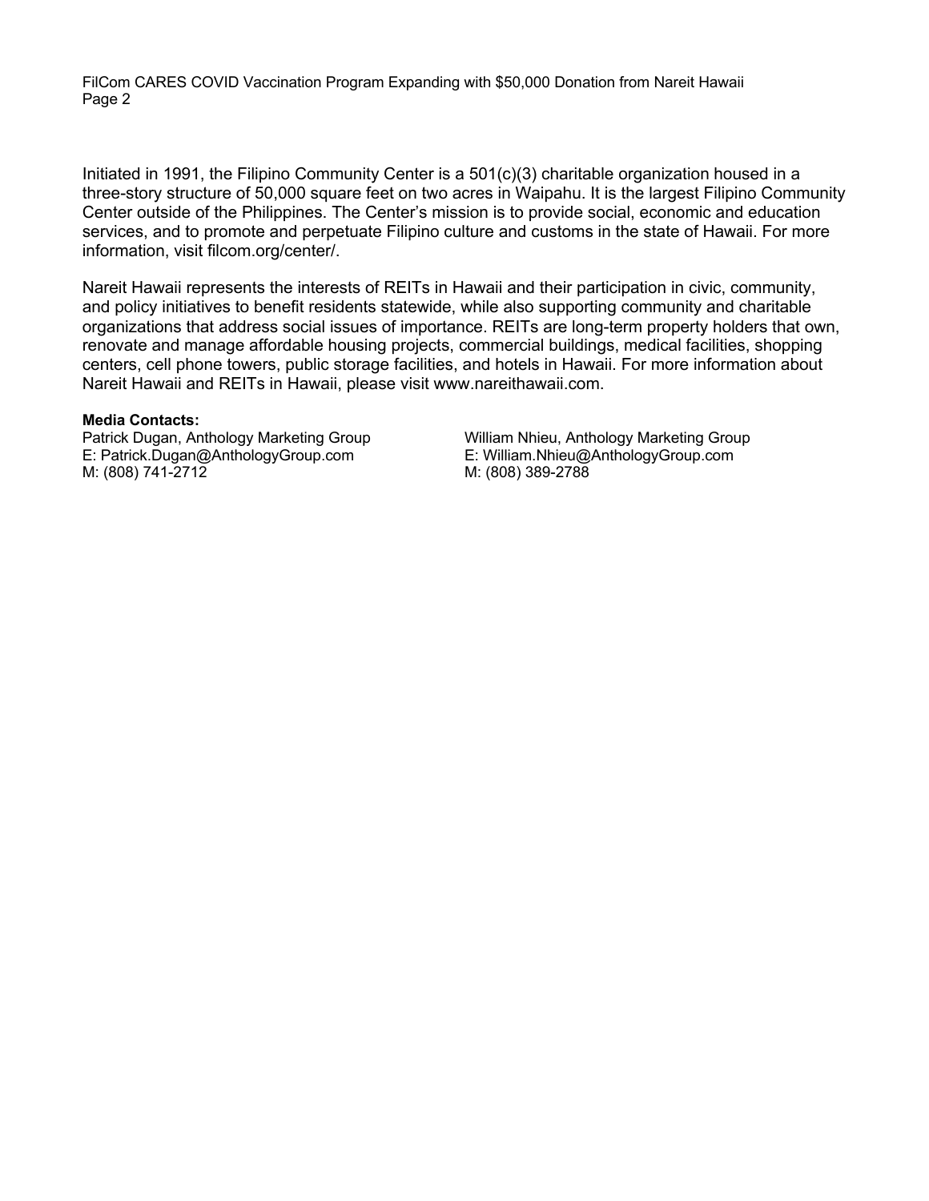Initiated in 1991, the Filipino Community Center is a 501(c)(3) charitable organization housed in a three-story structure of 50,000 square feet on two acres in Waipahu. It is the largest Filipino Community Center outside of the Philippines. The Center's mission is to provide social, economic and education services, and to promote and perpetuate Filipino culture and customs in the state of Hawaii. For more information, visit filcom.org/center/.

Nareit Hawaii represents the interests of REITs in Hawaii and their participation in civic, community, and policy initiatives to benefit residents statewide, while also supporting community and charitable organizations that address social issues of importance. REITs are long-term property holders that own, renovate and manage affordable housing projects, commercial buildings, medical facilities, shopping centers, cell phone towers, public storage facilities, and hotels in Hawaii. For more information about Nareit Hawaii and REITs in Hawaii, please visit www.nareithawaii.com.

**Media Contacts:**

Patrick Dugan, Anthology Marketing Group
E: Patrick.Dugan@AnthologyGroup.com
M: (808) 741-2712

William Nhieu, Anthology Marketing Group
E: William.Nhieu@AnthologyGroup.com
M: (808) 389-2788